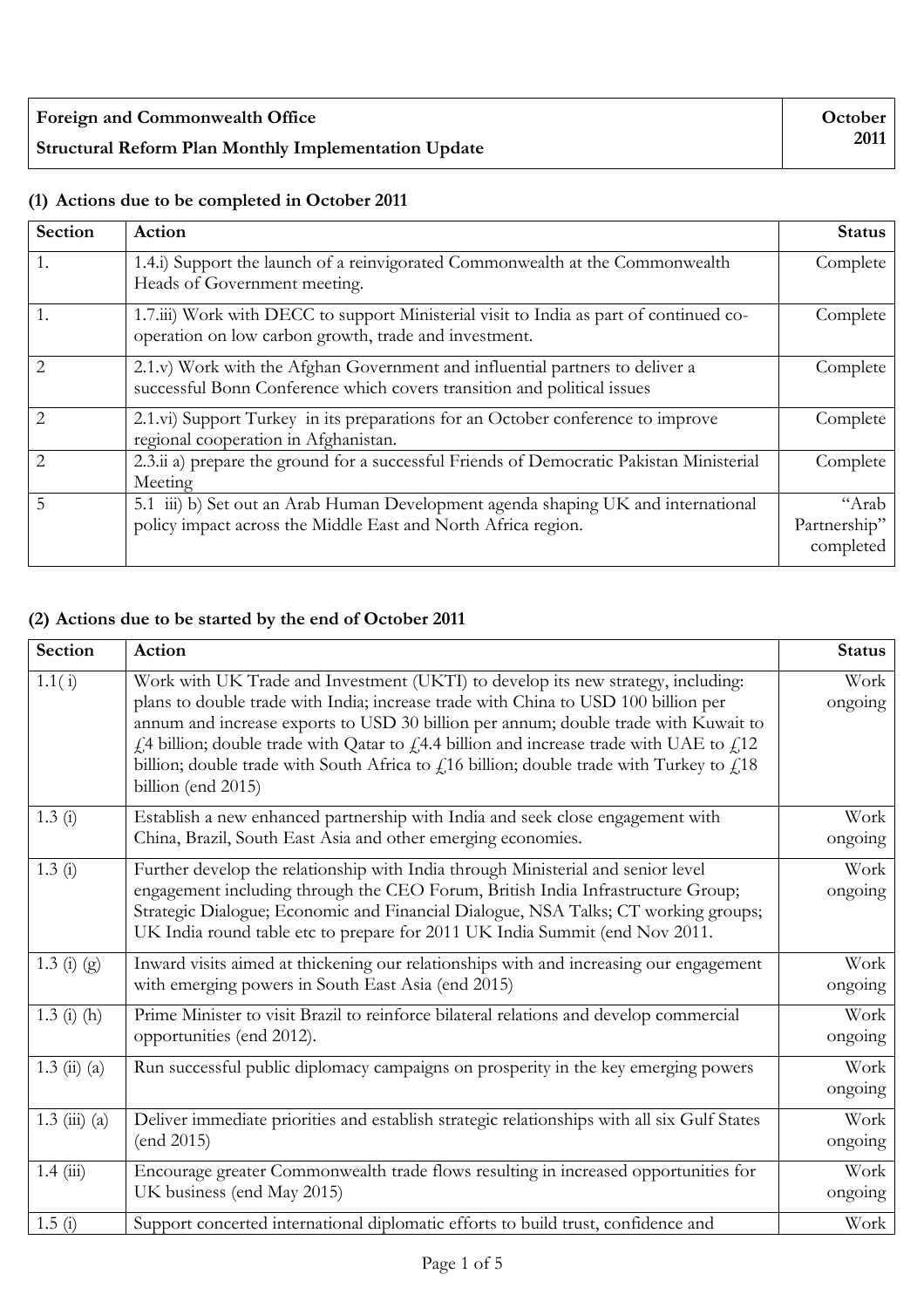| Foreign and Commonwealth Office<br>Structural Reform Plan Monthly Implementation Update | October 2011 |
|---|---|

**(1) Actions due to be completed in October 2011**

| Section | Action | Status |
|---|---|---|
| 1. | 1.4.i) Support the launch of a reinvigorated Commonwealth at the Commonwealth Heads of Government meeting. | Complete |
| 1. | 1.7.iii) Work with DECC to support Ministerial visit to India as part of continued co-operation on low carbon growth, trade and investment. | Complete |
| 2 | 2.1.v) Work with the Afghan Government and influential partners to deliver a successful Bonn Conference which covers transition and political issues | Complete |
| 2 | 2.1.vi) Support Turkey in its preparations for an October conference to improve regional cooperation in Afghanistan. | Complete |
| 2 | 2.3.ii a) prepare the ground for a successful Friends of Democratic Pakistan Ministerial Meeting | Complete |
| 5 | 5.1 iii) b) Set out an Arab Human Development agenda shaping UK and international policy impact across the Middle East and North Africa region. | "Arab Partnership" completed |

**(2) Actions due to be started by the end of October 2011**

| Section | Action | Status |
|---|---|---|
| 1.1( i) | Work with UK Trade and Investment (UKTI) to develop its new strategy, including: plans to double trade with India; increase trade with China to USD 100 billion per annum and increase exports to USD 30 billion per annum; double trade with Kuwait to £4 billion; double trade with Qatar to £4.4 billion and increase trade with UAE to £12 billion; double trade with South Africa to £16 billion; double trade with Turkey to £18 billion (end 2015) | Work ongoing |
| 1.3 (i) | Establish a new enhanced partnership with India and seek close engagement with China, Brazil, South East Asia and other emerging economies. | Work ongoing |
| 1.3 (i) | Further develop the relationship with India through Ministerial and senior level engagement including through the CEO Forum, British India Infrastructure Group; Strategic Dialogue; Economic and Financial Dialogue, NSA Talks; CT working groups; UK India round table etc to prepare for 2011 UK India Summit (end Nov 2011. | Work ongoing |
| 1.3 (i) (g) | Inward visits aimed at thickening our relationships with and increasing our engagement with emerging powers in South East Asia (end 2015) | Work ongoing |
| 1.3 (i) (h) | Prime Minister to visit Brazil to reinforce bilateral relations and develop commercial opportunities (end 2012). | Work ongoing |
| 1.3 (ii) (a) | Run successful public diplomacy campaigns on prosperity in the key emerging powers | Work ongoing |
| 1.3 (iii) (a) | Deliver immediate priorities and establish strategic relationships with all six Gulf States (end 2015) | Work ongoing |
| 1.4 (iii) | Encourage greater Commonwealth trade flows resulting in increased opportunities for UK business (end May 2015) | Work ongoing |
| 1.5 (i) | Support concerted international diplomatic efforts to build trust, confidence and | Work |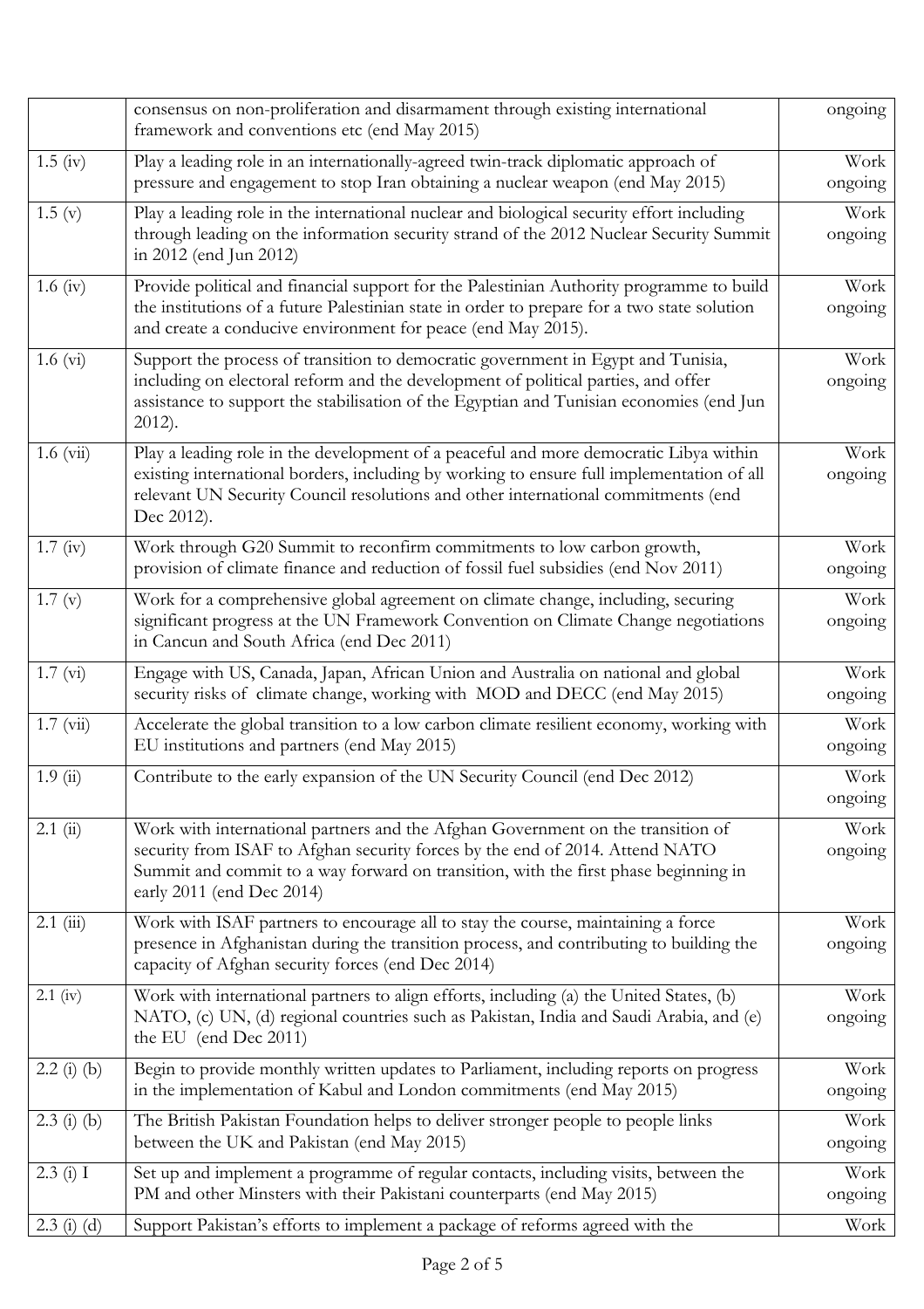| | | |
|---|---|---|
| | consensus on non-proliferation and disarmament through existing international framework and conventions etc (end May 2015) | ongoing |
| 1.5 (iv) | Play a leading role in an internationally-agreed twin-track diplomatic approach of pressure and engagement to stop Iran obtaining a nuclear weapon (end May 2015) | Work ongoing |
| 1.5 (v) | Play a leading role in the international nuclear and biological security effort including through leading on the information security strand of the 2012 Nuclear Security Summit in 2012 (end Jun 2012) | Work ongoing |
| 1.6 (iv) | Provide political and financial support for the Palestinian Authority programme to build the institutions of a future Palestinian state in order to prepare for a two state solution and create a conducive environment for peace (end May 2015). | Work ongoing |
| 1.6 (vi) | Support the process of transition to democratic government in Egypt and Tunisia, including on electoral reform and the development of political parties, and offer assistance to support the stabilisation of the Egyptian and Tunisian economies (end Jun 2012). | Work ongoing |
| 1.6 (vii) | Play a leading role in the development of a peaceful and more democratic Libya within existing international borders, including by working to ensure full implementation of all relevant UN Security Council resolutions and other international commitments (end Dec 2012). | Work ongoing |
| 1.7 (iv) | Work through G20 Summit to reconfirm commitments to low carbon growth, provision of climate finance and reduction of fossil fuel subsidies (end Nov 2011) | Work ongoing |
| 1.7 (v) | Work for a comprehensive global agreement on climate change, including, securing significant progress at the UN Framework Convention on Climate Change negotiations in Cancun and South Africa (end Dec 2011) | Work ongoing |
| 1.7 (vi) | Engage with US, Canada, Japan, African Union and Australia on national and global security risks of climate change, working with MOD and DECC (end May 2015) | Work ongoing |
| 1.7 (vii) | Accelerate the global transition to a low carbon climate resilient economy, working with EU institutions and partners (end May 2015) | Work ongoing |
| 1.9 (ii) | Contribute to the early expansion of the UN Security Council (end Dec 2012) | Work ongoing |
| 2.1 (ii) | Work with international partners and the Afghan Government on the transition of security from ISAF to Afghan security forces by the end of 2014. Attend NATO Summit and commit to a way forward on transition, with the first phase beginning in early 2011 (end Dec 2014) | Work ongoing |
| 2.1 (iii) | Work with ISAF partners to encourage all to stay the course, maintaining a force presence in Afghanistan during the transition process, and contributing to building the capacity of Afghan security forces (end Dec 2014) | Work ongoing |
| 2.1 (iv) | Work with international partners to align efforts, including (a) the United States, (b) NATO, (c) UN, (d) regional countries such as Pakistan, India and Saudi Arabia, and (e) the EU (end Dec 2011) | Work ongoing |
| 2.2 (i) (b) | Begin to provide monthly written updates to Parliament, including reports on progress in the implementation of Kabul and London commitments (end May 2015) | Work ongoing |
| 2.3 (i) (b) | The British Pakistan Foundation helps to deliver stronger people to people links between the UK and Pakistan (end May 2015) | Work ongoing |
| 2.3 (i) I | Set up and implement a programme of regular contacts, including visits, between the PM and other Minsters with their Pakistani counterparts (end May 2015) | Work ongoing |
| 2.3 (i) (d) | Support Pakistan's efforts to implement a package of reforms agreed with the | Work |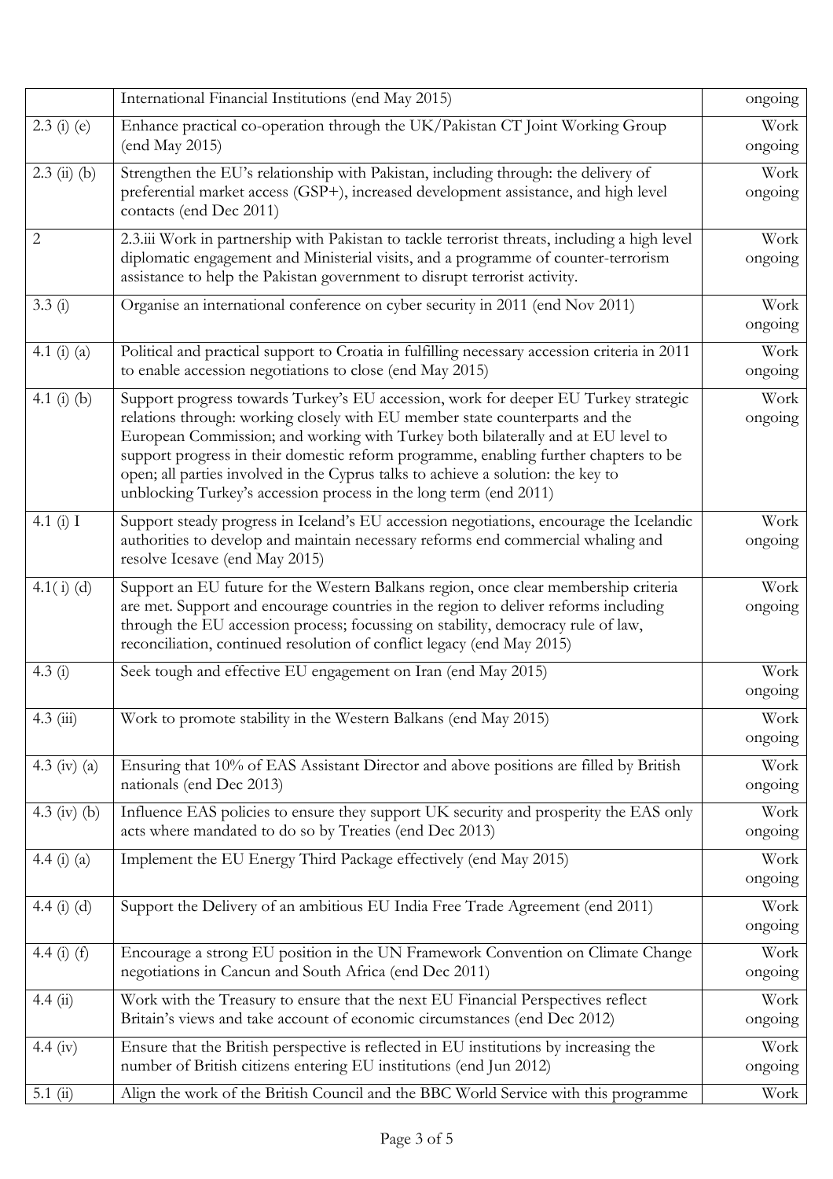|  |  |  |
|---|---|---|
|  | International Financial Institutions (end May 2015) | ongoing |
| 2.3 (i) (e) | Enhance practical co-operation through the UK/Pakistan CT Joint Working Group (end May 2015) | Work ongoing |
| 2.3 (ii) (b) | Strengthen the EU's relationship with Pakistan, including through: the delivery of preferential market access (GSP+), increased development assistance, and high level contacts (end Dec 2011) | Work ongoing |
| 2 | 2.3.iii Work in partnership with Pakistan to tackle terrorist threats, including a high level diplomatic engagement and Ministerial visits, and a programme of counter-terrorism assistance to help the Pakistan government to disrupt terrorist activity. | Work ongoing |
| 3.3 (i) | Organise an international conference on cyber security in 2011 (end Nov 2011) | Work ongoing |
| 4.1 (i) (a) | Political and practical support to Croatia in fulfilling necessary accession criteria in 2011 to enable accession negotiations to close (end May 2015) | Work ongoing |
| 4.1 (i) (b) | Support progress towards Turkey's EU accession, work for deeper EU Turkey strategic relations through: working closely with EU member state counterparts and the European Commission; and working with Turkey both bilaterally and at EU level to support progress in their domestic reform programme, enabling further chapters to be open; all parties involved in the Cyprus talks to achieve a solution: the key to unblocking Turkey's accession process in the long term (end 2011) | Work ongoing |
| 4.1 (i) I | Support steady progress in Iceland's EU accession negotiations, encourage the Icelandic authorities to develop and maintain necessary reforms end commercial whaling and resolve Icesave (end May 2015) | Work ongoing |
| 4.1( i) (d) | Support an EU future for the Western Balkans region, once clear membership criteria are met. Support and encourage countries in the region to deliver reforms including through the EU accession process; focussing on stability, democracy rule of law, reconciliation, continued resolution of conflict legacy (end May 2015) | Work ongoing |
| 4.3 (i) | Seek tough and effective EU engagement on Iran (end May 2015) | Work ongoing |
| 4.3 (iii) | Work to promote stability in the Western Balkans (end May 2015) | Work ongoing |
| 4.3 (iv) (a) | Ensuring that 10% of EAS Assistant Director and above positions are filled by British nationals (end Dec 2013) | Work ongoing |
| 4.3 (iv) (b) | Influence EAS policies to ensure they support UK security and prosperity the EAS only acts where mandated to do so by Treaties (end Dec 2013) | Work ongoing |
| 4.4 (i) (a) | Implement the EU Energy Third Package effectively (end May 2015) | Work ongoing |
| 4.4 (i) (d) | Support the Delivery of an ambitious EU India Free Trade Agreement (end 2011) | Work ongoing |
| 4.4 (i) (f) | Encourage a strong EU position in the UN Framework Convention on Climate Change negotiations in Cancun and South Africa (end Dec 2011) | Work ongoing |
| 4.4 (ii) | Work with the Treasury to ensure that the next EU Financial Perspectives reflect Britain's views and take account of economic circumstances (end Dec 2012) | Work ongoing |
| 4.4 (iv) | Ensure that the British perspective is reflected in EU institutions by increasing the number of British citizens entering EU institutions (end Jun 2012) | Work ongoing |
| 5.1 (ii) | Align the work of the British Council and the BBC World Service with this programme | Work |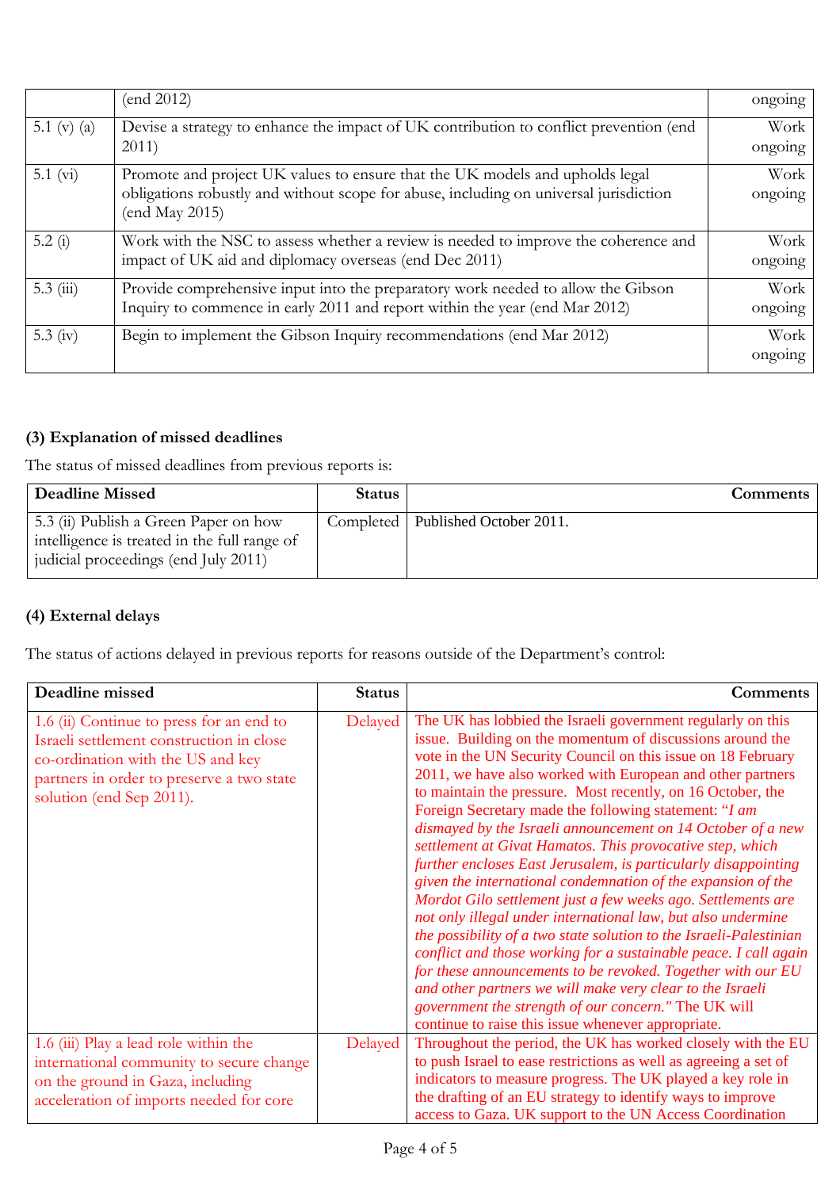|  | (end 2012) | ongoing |
|---|---|---|
| 5.1 (v) (a) | Devise a strategy to enhance the impact of UK contribution to conflict prevention (end 2011) | Work ongoing |
| 5.1 (vi) | Promote and project UK values to ensure that the UK models and upholds legal obligations robustly and without scope for abuse, including on universal jurisdiction (end May 2015) | Work ongoing |
| 5.2 (i) | Work with the NSC to assess whether a review is needed to improve the coherence and impact of UK aid and diplomacy overseas (end Dec 2011) | Work ongoing |
| 5.3 (iii) | Provide comprehensive input into the preparatory work needed to allow the Gibson Inquiry to commence in early 2011 and report within the year (end Mar 2012) | Work ongoing |
| 5.3 (iv) | Begin to implement the Gibson Inquiry recommendations (end Mar 2012) | Work ongoing |

**(3) Explanation of missed deadlines**

The status of missed deadlines from previous reports is:

| Deadline Missed | Status | Comments |
|---|---|---|
| 5.3 (ii) Publish a Green Paper on how intelligence is treated in the full range of judicial proceedings (end July 2011) | Completed | Published October 2011. |

**(4) External delays**

The status of actions delayed in previous reports for reasons outside of the Department's control:

| Deadline missed | Status | Comments |
|---|---|---|
| 1.6 (ii) Continue to press for an end to Israeli settlement construction in close co-ordination with the US and key partners in order to preserve a two state solution (end Sep 2011). | Delayed | The UK has lobbied the Israeli government regularly on this issue. Building on the momentum of discussions around the vote in the UN Security Council on this issue on 18 February 2011, we have also worked with European and other partners to maintain the pressure. Most recently, on 16 October, the Foreign Secretary made the following statement: "*I am dismayed by the Israeli announcement on 14 October of a new settlement at Givat Hamatos. This provocative step, which further encloses East Jerusalem, is particularly disappointing given the international condemnation of the expansion of the Mordot Gilo settlement just a few weeks ago. Settlements are not only illegal under international law, but also undermine the possibility of a two state solution to the Israeli-Palestinian conflict and those working for a sustainable peace. I call again for these announcements to be revoked. Together with our EU and other partners we will make very clear to the Israeli government the strength of our concern."* The UK will continue to raise this issue whenever appropriate. |
| 1.6 (iii) Play a lead role within the international community to secure change on the ground in Gaza, including acceleration of imports needed for core | Delayed | Throughout the period, the UK has worked closely with the EU to push Israel to ease restrictions as well as agreeing a set of indicators to measure progress. The UK played a key role in the drafting of an EU strategy to identify ways to improve access to Gaza. UK support to the UN Access Coordination |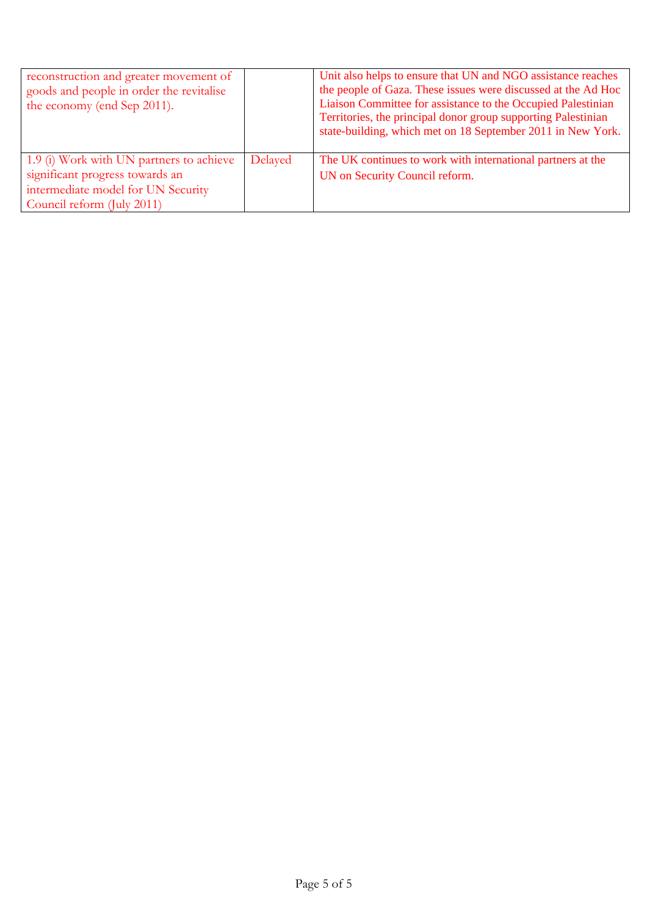| | | |
|---|---|---|
| reconstruction and greater movement of goods and people in order the revitalise the economy (end Sep 2011). | | Unit also helps to ensure that UN and NGO assistance reaches the people of Gaza. These issues were discussed at the Ad Hoc Liaison Committee for assistance to the Occupied Palestinian Territories, the principal donor group supporting Palestinian state-building, which met on 18 September 2011 in New York. |
| 1.9 (i) Work with UN partners to achieve significant progress towards an intermediate model for UN Security Council reform (July 2011) | Delayed | The UK continues to work with international partners at the UN on Security Council reform. |